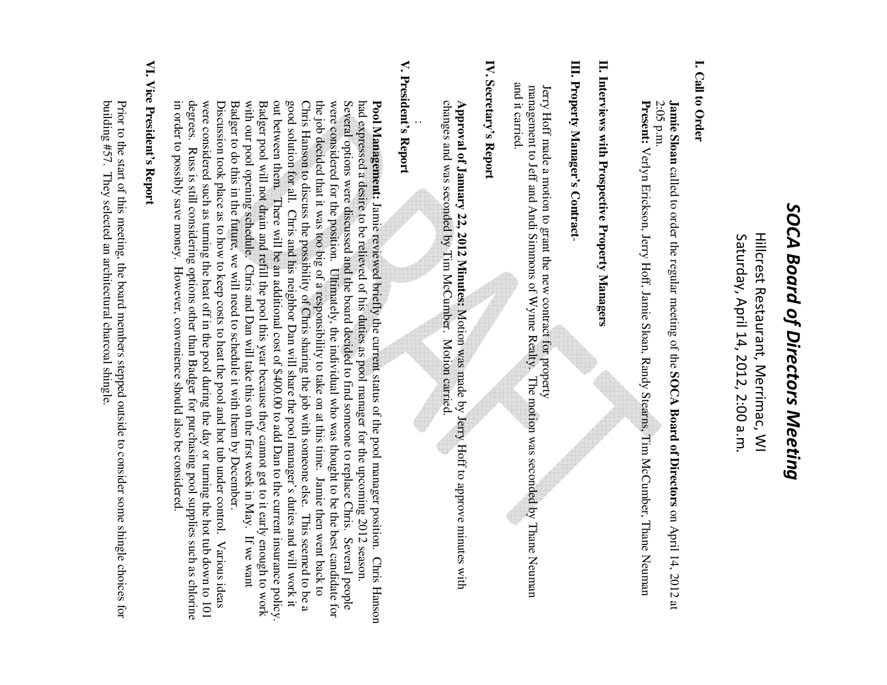# *SOCA Board of Directors Meeting*

Hillcrest Restaurant, Merrimac, WI
Saturday, April 14, 2012, 2:00 a.m.

## I. Call to Order

**Jamie Sloan** called to order the regular meeting of the **SOCA Board of Directors** on April 14, 2012 at 2:05 p.m.

**Present:** Verlyn Erickson, Jerry Hoff, Jamie Sloan, Randy Stearns, Tim McCumber, Thane Neuman

## II. Interviews with Prospective Property Managers

## III. Property Manager's Contract-

Jerry Hoff made a motion to grant the new contract for property management to Jeff and Andi Simmons of Wyne Realty. The motion was seconded by Thane Neuman and it carried.

## IV. Secretary's Report

**Approval of January 22, 2012 Minutes:** Motion was made by Jerry Hoff to approve minutes with changes and was seconded by Tim McCumber. Motion carried.

:

## V. President's Report

**Pool Management:** Jamie reviewed briefly the current status of the pool manager position. Chris Hanson had expressed a desire to be relieved of his duties as pool manager for the upcoming 2012 season. Several options were discussed and the board decided to find someone to replace Chris. Several people were considered for the position. Ultimately, the individual who was thought to be the best candidate for the job decided that it was too big of a responsibility to take on at this time. Jamie then went back to Chris Hanson to discuss the possibility of Chris sharing the job with someone else. This seemed to be a good solution for all. Chris and his neighbor Dan will share the pool manager's duties and will work it out between them. There will be an additional cost of $400.00 to add Dan to the current insurance policy. Badger pool will not drain and refill the pool this year because they cannot get to it early enough to work with our pool opening schedule. Chris and Dan will take this on the first week in May. If we want Badger to do this in the future, we will need to schedule it with them by December.
Discussion took place as to how to keep costs to heat the pool and hot tub under control. Various ideas were considered such as turning the heat off in the pool during the day or turning the hot tub down to 101 degrees. Russ is still considering options other than Badger for purchasing pool supplies such as chlorine in order to possibly save money. However, convenience should also be considered.

## VI. Vice President's Report

Prior to the start of this meeting, the board members stepped outside to consider some shingle choices for building #57. They selected an architectural charcoal shingle.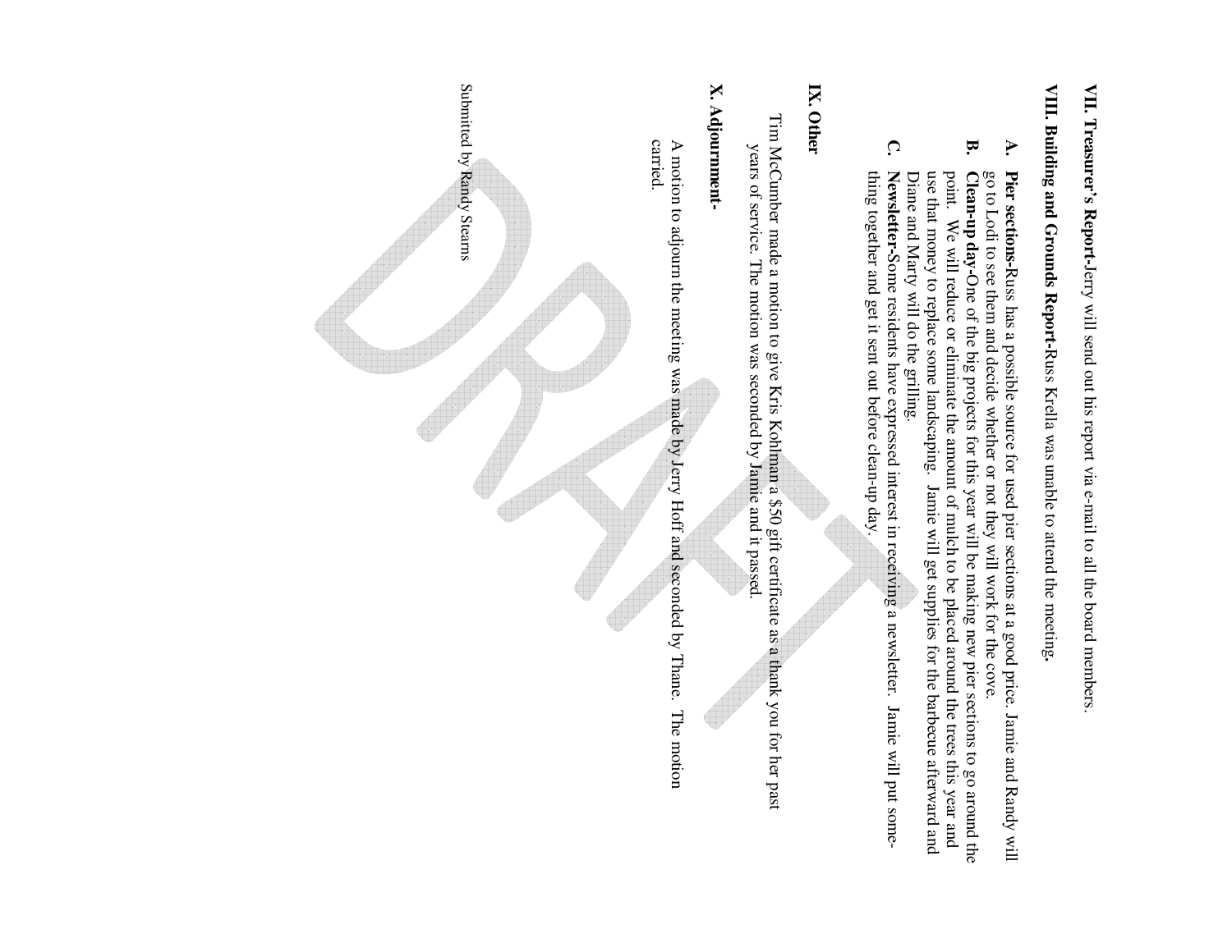**VII. Treasurer's Report-**Jerry will send out his report via e-mail to all the board members.

**VIII. Building and Grounds Report-**Russ Krella was unable to attend the meeting**.**

A. **Pier sections-**Russ has a possible source for used pier sections at a good price. Jamie and Randy will go to Lodi to see them and decide whether or not they will work for the cove.
B. **Clean-up day-**One of the big projects for this year will be making new pier sections to go around the point. We will reduce or eliminate the amount of mulch to be placed around the trees this year and use that money to replace some landscaping. Jamie will get supplies for the barbecue afterward and Diane and Marty will do the grilling.
C. **Newsletter-**Some residents have expressed interest in receiving a newsletter. Jamie will put something together and get it sent out before clean-up day.

**IX. Other**

Tim McCumber made a moton to give Kris Kohlman a $50 gift certificate as a thank you for her past years of service. The motion was seconded by Jamie and it passed.

**X. Adjournment-**

A motion to adjourn the meeting was made by Jerry Hoff and seconded by Thane. The motion carried.

Submitted by Randy Stearns